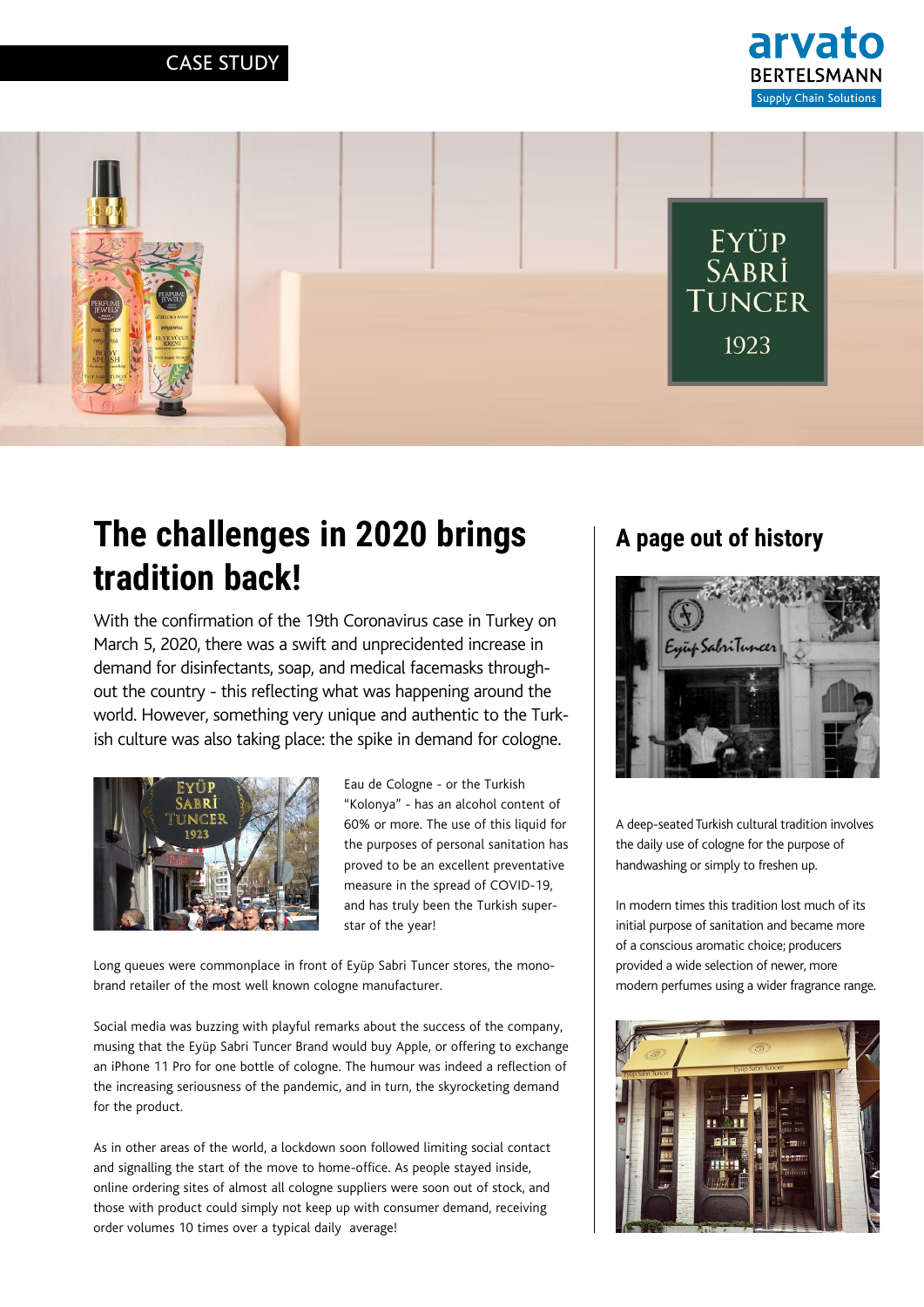CASE STUDY

# The challenges in 2020 brings tradition back!

With the confirmation of the 19th Coronavirus case in Turkey on March 5, 2020, there was a swift and unprecidented increase in demand for disinfectants, soap, and medical facemasks throughout the country - this reflecting what was happening around the world. However, something very unique and authentic to the Turkish culture was also taking place: the spike in demand for cologne.

Eau de Cologne - or the Turkish "Kolonya" - has an alcohol content of 60% or more. The use of this liquid for the purposes of personal sanitation has proved to be an excellent preventative measure in the spread of COVID-19, and has truly been the Turkish superstar of the year!

Long queues were commonplace in front of Eyüp Sabri Tuncer stores, the mono-brand retailer of the most well known cologne manufacturer.

Social media was buzzing with playful remarks about the success of the company, musing that the Eyüp Sabri Tuncer Brand would buy Apple, or offering to exchange an iPhone 11 Pro for one bottle of cologne. The humour was indeed a reflection of the increasing seriousness of the pandemic, and in turn, the skyrocketing demand for the product.

As in other areas of the world, a lockdown soon followed limiting social contact and signalling the start of the move to home-office. As people stayed inside, online ordering sites of almost all cologne suppliers were soon out of stock, and those with product could simply not keep up with consumer demand, receiving order volumes 10 times over a typical daily average!

## A page out of history

A deep-seated Turkish cultural tradition involves the daily use of cologne for the purpose of handwashing or simply to freshen up.

In modern times this tradition lost much of its initial purpose of sanitation and became more of a conscious aromatic choice; producers provided a wide selection of newer, more modern perfumes using a wider fragrance range.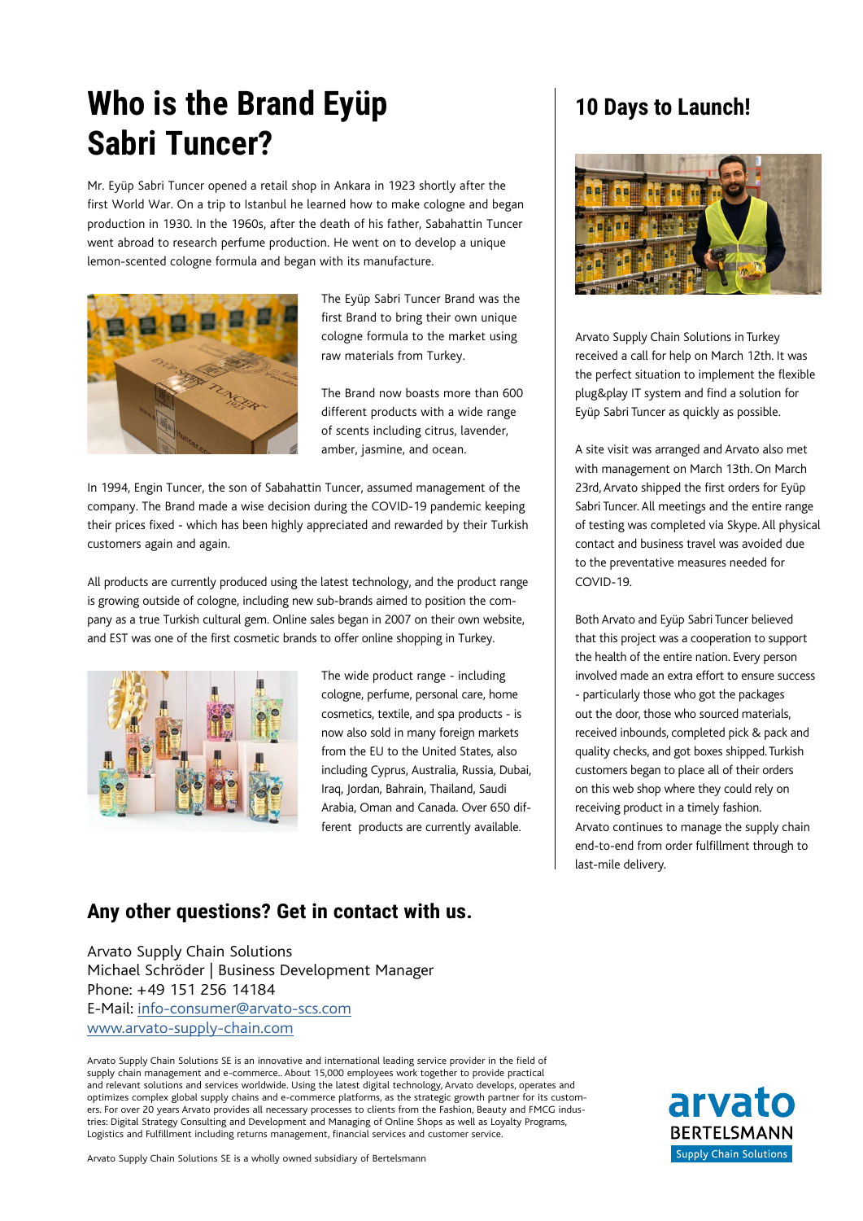# Who is the Brand Eyüp Sabri Tuncer?

Mr. Eyüp Sabri Tuncer opened a retail shop in Ankara in 1923 shortly after the first World War. On a trip to Istanbul he learned how to make cologne and began production in 1930. In the 1960s, after the death of his father, Sabahattin Tuncer went abroad to research perfume production. He went on to develop a unique lemon-scented cologne formula and began with its manufacture.

The Eyüp Sabri Tuncer Brand was the first Brand to bring their own unique cologne formula to the market using raw materials from Turkey.

The Brand now boasts more than 600 different products with a wide range of scents including citrus, lavender, amber, jasmine, and ocean.

In 1994, Engin Tuncer, the son of Sabahattin Tuncer, assumed management of the company. The Brand made a wise decision during the COVID-19 pandemic keeping their prices fixed - which has been highly appreciated and rewarded by their Turkish customers again and again.

All products are currently produced using the latest technology, and the product range is growing outside of cologne, including new sub-brands aimed to position the company as a true Turkish cultural gem. Online sales began in 2007 on their own website, and EST was one of the first cosmetic brands to offer online shopping in Turkey.

The wide product range - including cologne, perfume, personal care, home cosmetics, textile, and spa products - is now also sold in many foreign markets from the EU to the United States, also including Cyprus, Australia, Russia, Dubai, Iraq, Jordan, Bahrain, Thailand, Saudi Arabia, Oman and Canada. Over 650 different products are currently available.

# 10 Days to Launch!

Arvato Supply Chain Solutions in Turkey received a call for help on March 12th. It was the perfect situation to implement the flexible plug&play IT system and find a solution for Eyüp Sabri Tuncer as quickly as possible.

A site visit was arranged and Arvato also met with management on March 13th. On March 23rd, Arvato shipped the first orders for Eyüp Sabri Tuncer. All meetings and the entire range of testing was completed via Skype. All physical contact and business travel was avoided due to the preventative measures needed for COVID-19.

Both Arvato and Eyüp Sabri Tuncer believed that this project was a cooperation to support the health of the entire nation. Every person involved made an extra effort to ensure success - particularly those who got the packages out the door, those who sourced materials, received inbounds, completed pick & pack and quality checks, and got boxes shipped. Turkish customers began to place all of their orders on this web shop where they could rely on receiving product in a timely fashion. Arvato continues to manage the supply chain end-to-end from order fulfillment through to last-mile delivery.

## Any other questions? Get in contact with us.

Arvato Supply Chain Solutions
Michael Schröder | Business Development Manager
Phone: +49 151 256 14184
E-Mail: info-consumer@arvato-scs.com
www.arvato-supply-chain.com

Arvato Supply Chain Solutions SE is an innovative and international leading service provider in the field of supply chain management and e-commerce.. About 15,000 employees work together to provide practical and relevant solutions and services worldwide. Using the latest digital technology, Arvato develops, operates and optimizes complex global supply chains and e-commerce platforms, as the strategic growth partner for its customers. For over 20 years Arvato provides all necessary processes to clients from the Fashion, Beauty and FMCG industries: Digital Strategy Consulting and Development and Managing of Online Shops as well as Loyalty Programs, Logistics and Fulfillment including returns management, financial services and customer service.

Arvato Supply Chain Solutions SE is a wholly owned subsidiary of Bertelsmann

arvato BERTELSMANN Supply Chain Solutions